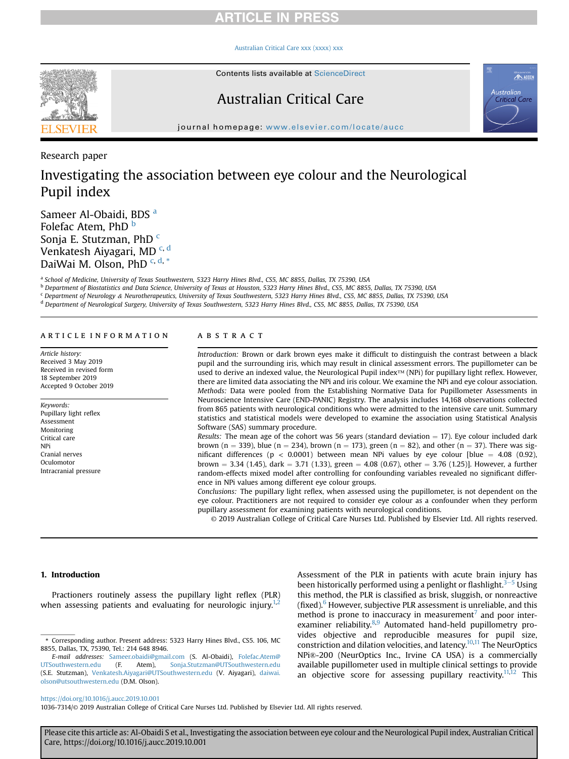Research paper

# Investigating the association between eye colour and the Neurological Pupil index

Sameer Al-Obaidi, BDS [a]
Folefac Atem, PhD [b]
Sonja E. Stutzman, PhD [c]
Venkatesh Aiyagari, MD [c, d]
DaiWai M. Olson, PhD [c, d, *]

[a] School of Medicine, University of Texas Southwestern, 5323 Harry Hines Blvd., CS5, MC 8855, Dallas, TX 75390, USA
[b] Department of Biostatistics and Data Science, University of Texas at Houston, 5323 Harry Hines Blvd., CS5, MC 8855, Dallas, TX 75390, USA
[c] Department of Neurology & Neurotherapeutics, University of Texas Southwestern, 5323 Harry Hines Blvd., CS5, MC 8855, Dallas, TX 75390, USA
[d] Department of Neurological Surgery, University of Texas Southwestern, 5323 Harry Hines Blvd., CS5, MC 8855, Dallas, TX 75390, USA

## ARTICLE INFORMATION

*Article history:*
Received 3 May 2019
Received in revised form
18 September 2019
Accepted 9 October 2019

*Keywords:*
Pupillary light reflex
Assessment
Monitoring
Critical care
NPi
Cranial nerves
Oculomotor
Intracranial pressure

## ABSTRACT

*Introduction:* Brown or dark brown eyes make it difficult to distinguish the contrast between a black pupil and the surrounding iris, which may result in clinical assessment errors. The pupillometer can be used to derive an indexed value, the Neurological Pupil index™ (NPi) for pupillary light reflex. However, there are limited data associating the NPi and iris colour. We examine the NPi and eye colour association.

*Methods:* Data were pooled from the Establishing Normative Data for Pupillometer Assessments in Neuroscience Intensive Care (END-PANIC) Registry. The analysis includes 14,168 observations collected from 865 patients with neurological conditions who were admitted to the intensive care unit. Summary statistics and statistical models were developed to examine the association using Statistical Analysis Software (SAS) summary procedure.

*Results:* The mean age of the cohort was 56 years (standard deviation = 17). Eye colour included dark brown (n = 339), blue (n = 234), brown (n = 173), green (n = 82), and other (n = 37). There was significant differences ($p < 0.0001$) between mean NPi values by eye colour [blue = 4.08 (0.92), brown = 3.34 (1.45), dark = 3.71 (1.33), green = 4.08 (0.67), other = 3.76 (1.25)]. However, a further random-effects mixed model after controlling for confounding variables revealed no significant difference in NPi values among different eye colour groups.

*Conclusions:* The pupillary light reflex, when assessed using the pupillometer, is not dependent on the eye colour. Practitioners are not required to consider eye colour as a confounder when they perform pupillary assessment for examining patients with neurological conditions.

© 2019 Australian College of Critical Care Nurses Ltd. Published by Elsevier Ltd. All rights reserved.

## 1. Introduction

Practioners routinely assess the pupillary light reflex (PLR) when assessing patients and evaluating for neurologic injury.[1,2] Assessment of the PLR in patients with acute brain injury has been historically performed using a penlight or flashlight.[3–5] Using this method, the PLR is classified as brisk, sluggish, or nonreactive (fixed).[6] However, subjective PLR assessment is unreliable, and this method is prone to inaccuracy in measurement[7] and poor inter-examiner reliability.[8,9] Automated hand-held pupillometry provides objective and reproducible measures for pupil size, constriction and dilation velocities, and latency.[10,11] The NeurOptics NPi®-200 (NeurOptics Inc., Irvine CA USA) is a commercially available pupillometer used in multiple clinical settings to provide an objective score for assessing pupillary reactivity.[11,12] This

\* Corresponding author. Present address: 5323 Harry Hines Blvd., CS5. 106, MC 8855, Dallas, TX, 75390, USA, Tel.: 214 648 8946.
*E-mail addresses:* Sameer.obaidi@gmail.com (S. Al-Obaidi), Folefac.Atem@UTSouthwestern.edu (F. Atem), Sonja.Stutzman@UTSouthwestern.edu (S.E. Stutzman), Venkatesh.Aiyagari@UTSouthwestern.edu (V. Aiyagari), daiwai.olson@utsouthwestern.edu (D.M. Olson).

https://doi.org/10.1016/j.aucc.2019.10.001
1036-7314/© 2019 Australian College of Critical Care Nurses Ltd. Published by Elsevier Ltd. All rights reserved.

Please cite this article as: Al-Obaidi S et al., Investigating the association between eye colour and the Neurological Pupil index, Australian Critical Care, https://doi.org/10.1016/j.aucc.2019.10.001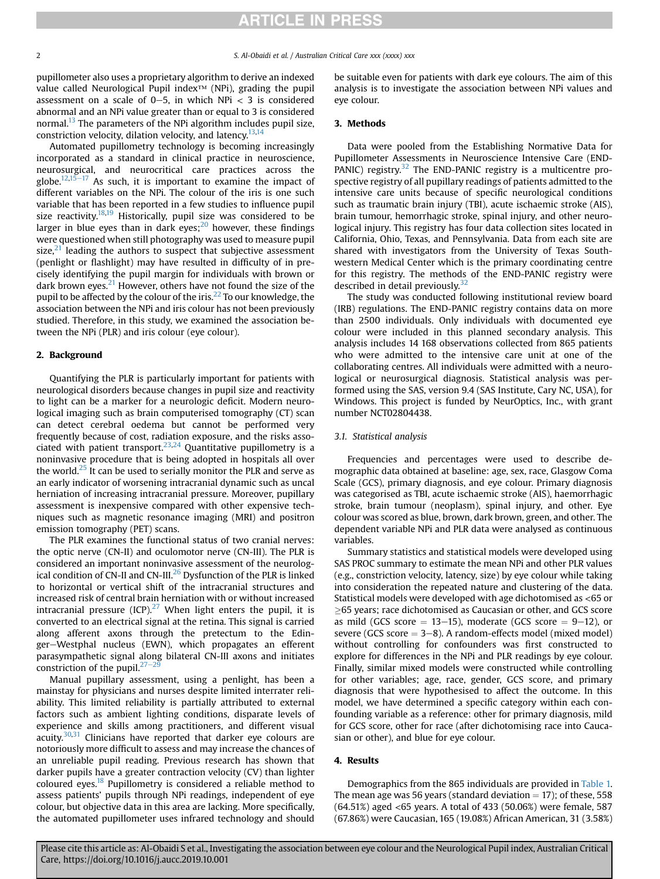pupillometer also uses a proprietary algorithm to derive an indexed value called Neurological Pupil index™ (NPi), grading the pupil assessment on a scale of 0–5, in which NPi < 3 is considered abnormal and an NPi value greater than or equal to 3 is considered normal.[13] The parameters of the NPi algorithm includes pupil size, constriction velocity, dilation velocity, and latency.[13,14]

Automated pupillometry technology is becoming increasingly incorporated as a standard in clinical practice in neuroscience, neurosurgical, and neurocritical care practices across the globe.[12,15–17] As such, it is important to examine the impact of different variables on the NPi. The colour of the iris is one such variable that has been reported in a few studies to influence pupil size reactivity.[18,19] Historically, pupil size was considered to be larger in blue eyes than in dark eyes;[20] however, these findings were questioned when still photography was used to measure pupil size,[21] leading the authors to suspect that subjective assessment (penlight or flashlight) may have resulted in difficulty of in precisely identifying the pupil margin for individuals with brown or dark brown eyes.[21] However, others have not found the size of the pupil to be affected by the colour of the iris.[22] To our knowledge, the association between the NPi and iris colour has not been previously studied. Therefore, in this study, we examined the association between the NPi (PLR) and iris colour (eye colour).

## 2. Background

Quantifying the PLR is particularly important for patients with neurological disorders because changes in pupil size and reactivity to light can be a marker for a neurologic deficit. Modern neurological imaging such as brain computerised tomography (CT) scan can detect cerebral oedema but cannot be performed very frequently because of cost, radiation exposure, and the risks associated with patient transport.[23,24] Quantitative pupillometry is a noninvasive procedure that is being adopted in hospitals all over the world.[25] It can be used to serially monitor the PLR and serve as an early indicator of worsening intracranial dynamic such as uncal herniation of increasing intracranial pressure. Moreover, pupillary assessment is inexpensive compared with other expensive techniques such as magnetic resonance imaging (MRI) and positron emission tomography (PET) scans.

The PLR examines the functional status of two cranial nerves: the optic nerve (CN-II) and oculomotor nerve (CN-III). The PLR is considered an important noninvasive assessment of the neurological condition of CN-II and CN-III.[26] Dysfunction of the PLR is linked to horizontal or vertical shift of the intracranial structures and increased risk of central brain herniation with or without increased intracranial pressure (ICP).[27] When light enters the pupil, it is converted to an electrical signal at the retina. This signal is carried along afferent axons through the pretectum to the Edinger–Westphal nucleus (EWN), which propagates an efferent parasympathetic signal along bilateral CN-III axons and initiates constriction of the pupil.[27–29]

Manual pupillary assessment, using a penlight, has been a mainstay for physicians and nurses despite limited interrater reliability. This limited reliability is partially attributed to external factors such as ambient lighting conditions, disparate levels of experience and skills among practitioners, and different visual acuity.[30,31] Clinicians have reported that darker eye colours are notoriously more difficult to assess and may increase the chances of an unreliable pupil reading. Previous research has shown that darker pupils have a greater contraction velocity (CV) than lighter coloured eyes.[18] Pupillometry is considered a reliable method to assess patients' pupils through NPi readings, independent of eye colour, but objective data in this area are lacking. More specifically, the automated pupillometer uses infrared technology and should be suitable even for patients with dark eye colours. The aim of this analysis is to investigate the association between NPi values and eye colour.

## 3. Methods

Data were pooled from the Establishing Normative Data for Pupillometer Assessments in Neuroscience Intensive Care (END-PANIC) registry.[32] The END-PANIC registry is a multicentre prospective registry of all pupillary readings of patients admitted to the intensive care units because of specific neurological conditions such as traumatic brain injury (TBI), acute ischaemic stroke (AIS), brain tumour, hemorrhagic stroke, spinal injury, and other neurological injury. This registry has four data collection sites located in California, Ohio, Texas, and Pennsylvania. Data from each site are shared with investigators from the University of Texas Southwestern Medical Center which is the primary coordinating centre for this registry. The methods of the END-PANIC registry were described in detail previously.[32]

The study was conducted following institutional review board (IRB) regulations. The END-PANIC registry contains data on more than 2500 individuals. Only individuals with documented eye colour were included in this planned secondary analysis. This analysis includes 14 168 observations collected from 865 patients who were admitted to the intensive care unit at one of the collaborating centres. All individuals were admitted with a neurological or neurosurgical diagnosis. Statistical analysis was performed using the SAS, version 9.4 (SAS Institute, Cary NC, USA), for Windows. This project is funded by NeurOptics, Inc., with grant number NCT02804438.

### 3.1. Statistical analysis

Frequencies and percentages were used to describe demographic data obtained at baseline: age, sex, race, Glasgow Coma Scale (GCS), primary diagnosis, and eye colour. Primary diagnosis was categorised as TBI, acute ischaemic stroke (AIS), haemorrhagic stroke, brain tumour (neoplasm), spinal injury, and other. Eye colour was scored as blue, brown, dark brown, green, and other. The dependent variable NPi and PLR data were analysed as continuous variables.

Summary statistics and statistical models were developed using SAS PROC summary to estimate the mean NPi and other PLR values (e.g., constriction velocity, latency, size) by eye colour while taking into consideration the repeated nature and clustering of the data. Statistical models were developed with age dichotomised as <65 or ≥65 years; race dichotomised as Caucasian or other, and GCS score as mild (GCS score = 13–15), moderate (GCS score = 9–12), or severe (GCS score = 3–8). A random-effects model (mixed model) without controlling for confounders was first constructed to explore for differences in the NPi and PLR readings by eye colour. Finally, similar mixed models were constructed while controlling for other variables; age, race, gender, GCS score, and primary diagnosis that were hypothesised to affect the outcome. In this model, we have determined a specific category within each confounding variable as a reference: other for primary diagnosis, mild for GCS score, other for race (after dichotomising race into Caucasian or other), and blue for eye colour.

## 4. Results

Demographics from the 865 individuals are provided in Table 1. The mean age was 56 years (standard deviation = 17); of these, 558 (64.51%) aged <65 years. A total of 433 (50.06%) were female, 587 (67.86%) were Caucasian, 165 (19.08%) African American, 31 (3.58%)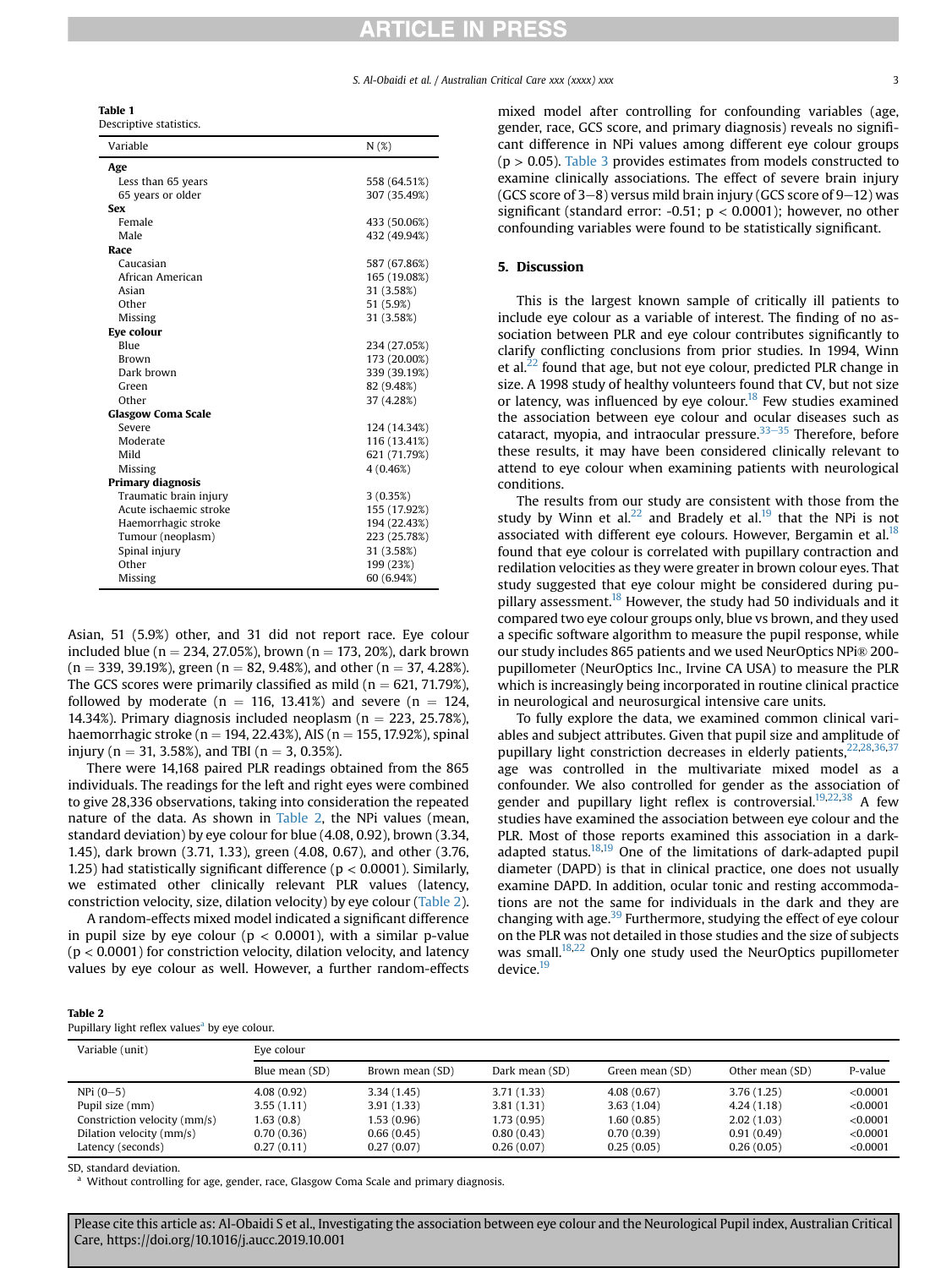**Table 1**
Descriptive statistics.

| Variable | N (%) |
|---|---|
| **Age** | |
| Less than 65 years | 558 (64.51%) |
| 65 years or older | 307 (35.49%) |
| **Sex** | |
| Female | 433 (50.06%) |
| Male | 432 (49.94%) |
| **Race** | |
| Caucasian | 587 (67.86%) |
| African American | 165 (19.08%) |
| Asian | 31 (3.58%) |
| Other | 51 (5.9%) |
| Missing | 31 (3.58%) |
| **Eye colour** | |
| Blue | 234 (27.05%) |
| Brown | 173 (20.00%) |
| Dark brown | 339 (39.19%) |
| Green | 82 (9.48%) |
| Other | 37 (4.28%) |
| **Glasgow Coma Scale** | |
| Severe | 124 (14.34%) |
| Moderate | 116 (13.41%) |
| Mild | 621 (71.79%) |
| Missing | 4 (0.46%) |
| **Primary diagnosis** | |
| Traumatic brain injury | 3 (0.35%) |
| Acute ischaemic stroke | 155 (17.92%) |
| Haemorrhagic stroke | 194 (22.43%) |
| Tumour (neoplasm) | 223 (25.78%) |
| Spinal injury | 31 (3.58%) |
| Other | 199 (23%) |
| Missing | 60 (6.94%) |

Asian, 51 (5.9%) other, and 31 did not report race. Eye colour included blue (n = 234, 27.05%), brown (n = 173, 20%), dark brown (n = 339, 39.19%), green (n = 82, 9.48%), and other (n = 37, 4.28%). The GCS scores were primarily classified as mild (n = 621, 71.79%), followed by moderate (n = 116, 13.41%) and severe (n = 124, 14.34%). Primary diagnosis included neoplasm (n = 223, 25.78%), haemorrhagic stroke (n = 194, 22.43%), AIS (n = 155, 17.92%), spinal injury (n = 31, 3.58%), and TBI (n = 3, 0.35%).

There were 14,168 paired PLR readings obtained from the 865 individuals. The readings for the left and right eyes were combined to give 28,336 observations, taking into consideration the repeated nature of the data. As shown in Table 2, the NPi values (mean, standard deviation) by eye colour for blue (4.08, 0.92), brown (3.34, 1.45), dark brown (3.71, 1.33), green (4.08, 0.67), and other (3.76, 1.25) had statistically significant difference ($p < 0.0001$). Similarly, we estimated other clinically relevant PLR values (latency, constriction velocity, size, dilation velocity) by eye colour (Table 2).

A random-effects mixed model indicated a significant difference in pupil size by eye colour ($p < 0.0001$), with a similar p-value ($p < 0.0001$) for constriction velocity, dilation velocity, and latency values by eye colour as well. However, a further random-effects mixed model after controlling for confounding variables (age, gender, race, GCS score, and primary diagnosis) reveals no significant difference in NPi values among different eye colour groups ($p > 0.05$). Table 3 provides estimates from models constructed to examine clinically associations. The effect of severe brain injury (GCS score of 3–8) versus mild brain injury (GCS score of 9–12) was significant (standard error: -0.51; $p < 0.0001$); however, no other confounding variables were found to be statistically significant.

## 5. Discussion

This is the largest known sample of critically ill patients to include eye colour as a variable of interest. The finding of no association between PLR and eye colour contributes significantly to clarify conflicting conclusions from prior studies. In 1994, Winn et al.[22] found that age, but not eye colour, predicted PLR change in size. A 1998 study of healthy volunteers found that CV, but not size or latency, was influenced by eye colour.[18] Few studies examined the association between eye colour and ocular diseases such as cataract, myopia, and intraocular pressure.[33–35] Therefore, before these results, it may have been considered clinically relevant to attend to eye colour when examining patients with neurological conditions.

The results from our study are consistent with those from the study by Winn et al.[22] and Bradely et al.[19] that the NPi is not associated with different eye colours. However, Bergamin et al.[18] found that eye colour is correlated with pupillary contraction and redilation velocities as they were greater in brown colour eyes. That study suggested that eye colour might be considered during pupillary assessment.[18] However, the study had 50 individuals and it compared two eye colour groups only, blue vs brown, and they used a specific software algorithm to measure the pupil response, while our study includes 865 patients and we used NeurOptics NPi® 200-pupillometer (NeurOptics Inc., Irvine CA USA) to measure the PLR which is increasingly being incorporated in routine clinical practice in neurological and neurosurgical intensive care units.

To fully explore the data, we examined common clinical variables and subject attributes. Given that pupil size and amplitude of pupillary light constriction decreases in elderly patients,[22,28,36,37] age was controlled in the multivariate mixed model as a confounder. We also controlled for gender as the association of gender and pupillary light reflex is controversial.[19,22,38] A few studies have examined the association between eye colour and the PLR. Most of those reports examined this association in a dark-adapted status.[18,19] One of the limitations of dark-adapted pupil diameter (DAPD) is that in clinical practice, one does not usually examine DAPD. In addition, ocular tonic and resting accommodations are not the same for individuals in the dark and they are changing with age.[39] Furthermore, studying the effect of eye colour on the PLR was not detailed in those studies and the size of subjects was small.[18,22] Only one study used the NeurOptics pupillometer device.[19]

**Table 2**
Pupillary light reflex values[a] by eye colour.

| Variable (unit) | Eye colour | | | | | |
|---|---|---|---|---|---|---|
| | Blue mean (SD) | Brown mean (SD) | Dark mean (SD) | Green mean (SD) | Other mean (SD) | P-value |
| NPi (0–5) | 4.08 (0.92) | 3.34 (1.45) | 3.71 (1.33) | 4.08 (0.67) | 3.76 (1.25) | <0.0001 |
| Pupil size (mm) | 3.55 (1.11) | 3.91 (1.33) | 3.81 (1.31) | 3.63 (1.04) | 4.24 (1.18) | <0.0001 |
| Constriction velocity (mm/s) | 1.63 (0.8) | 1.53 (0.96) | 1.73 (0.95) | 1.60 (0.85) | 2.02 (1.03) | <0.0001 |
| Dilation velocity (mm/s) | 0.70 (0.36) | 0.66 (0.45) | 0.80 (0.43) | 0.70 (0.39) | 0.91 (0.49) | <0.0001 |
| Latency (seconds) | 0.27 (0.11) | 0.27 (0.07) | 0.26 (0.07) | 0.25 (0.05) | 0.26 (0.05) | <0.0001 |

SD, standard deviation.
[a] Without controlling for age, gender, race, Glasgow Coma Scale and primary diagnosis.

Please cite this article as: Al-Obaidi S et al., Investigating the association between eye colour and the Neurological Pupil index, Australian Critical Care, https://doi.org/10.1016/j.aucc.2019.10.001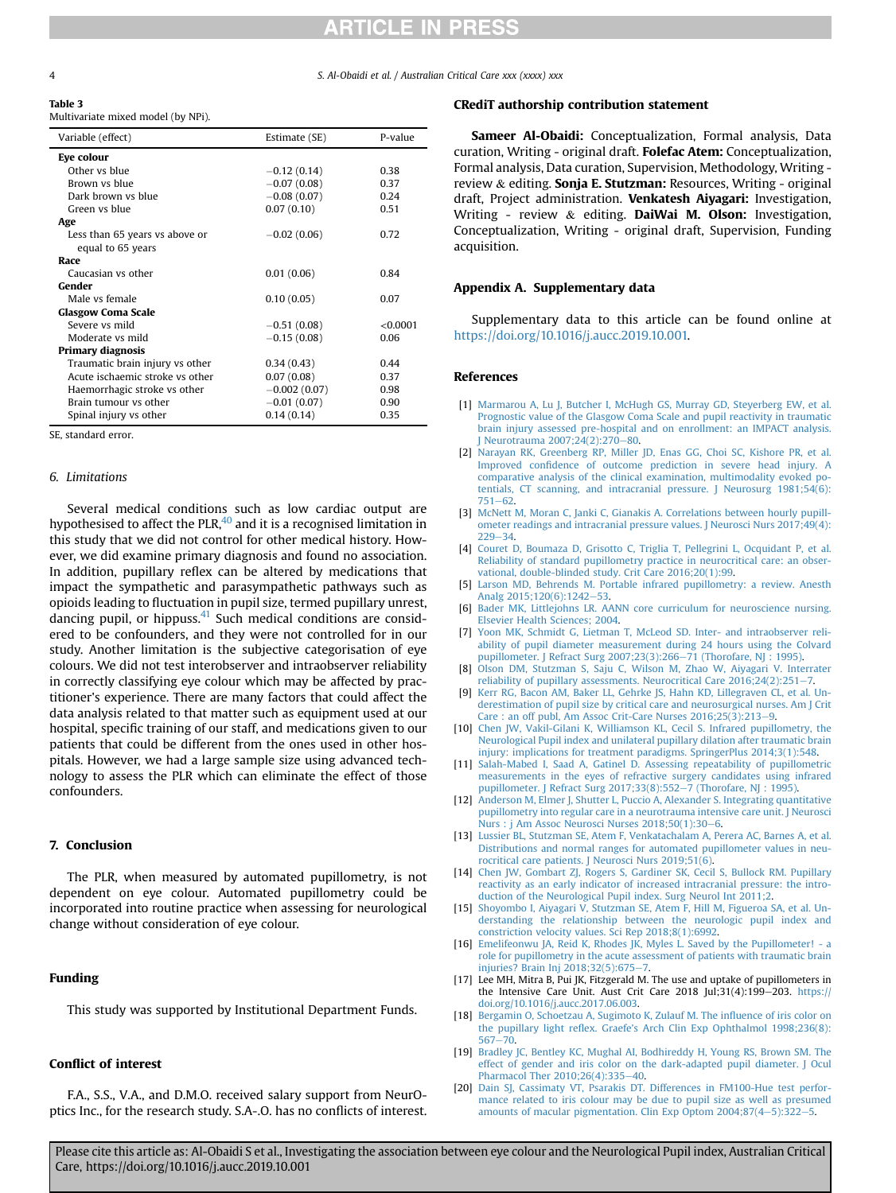**Table 3**
Multivariate mixed model (by NPi).

| Variable (effect) | Estimate (SE) | P-value |
|---|---|---|
| **Eye colour** | | |
| Other vs blue | −0.12 (0.14) | 0.38 |
| Brown vs blue | −0.07 (0.08) | 0.37 |
| Dark brown vs blue | −0.08 (0.07) | 0.24 |
| Green vs blue | 0.07 (0.10) | 0.51 |
| **Age** | | |
| Less than 65 years vs above or equal to 65 years | −0.02 (0.06) | 0.72 |
| **Race** | | |
| Caucasian vs other | 0.01 (0.06) | 0.84 |
| **Gender** | | |
| Male vs female | 0.10 (0.05) | 0.07 |
| **Glasgow Coma Scale** | | |
| Severe vs mild | −0.51 (0.08) | <0.0001 |
| Moderate vs mild | −0.15 (0.08) | 0.06 |
| **Primary diagnosis** | | |
| Traumatic brain injury vs other | 0.34 (0.43) | 0.44 |
| Acute ischaemic stroke vs other | 0.07 (0.08) | 0.37 |
| Haemorrhagic stroke vs other | −0.002 (0.07) | 0.98 |
| Brain tumour vs other | −0.01 (0.07) | 0.90 |
| Spinal injury vs other | 0.14 (0.14) | 0.35 |

SE, standard error.

## 6. Limitations

Several medical conditions such as low cardiac output are hypothesised to affect the PLR,[40] and it is a recognised limitation in this study that we did not control for other medical history. However, we did examine primary diagnosis and found no association. In addition, pupillary reflex can be altered by medications that impact the sympathetic and parasympathetic pathways such as opioids leading to fluctuation in pupil size, termed pupillary unrest, dancing pupil, or hippuss.[41] Such medical conditions are considered to be confounders, and they were not controlled for in our study. Another limitation is the subjective categorisation of eye colours. We did not test interobserver and intraobserver reliability in correctly classifying eye colour which may be affected by practitioner's experience. There are many factors that could affect the data analysis related to that matter such as equipment used at our hospital, specific training of our staff, and medications given to our patients that could be different from the ones used in other hospitals. However, we had a large sample size using advanced technology to assess the PLR which can eliminate the effect of those confounders.

## 7. Conclusion

The PLR, when measured by automated pupillometry, is not dependent on eye colour. Automated pupillometry could be incorporated into routine practice when assessing for neurological change without consideration of eye colour.

## Funding

This study was supported by Institutional Department Funds.

## Conflict of interest

F.A., S.S., V.A., and D.M.O. received salary support from NeurOptics Inc., for the research study. S.A-.O. has no conflicts of interest.

## CRediT authorship contribution statement

**Sameer Al-Obaidi:** Conceptualization, Formal analysis, Data curation, Writing - original draft. **Folefac Atem:** Conceptualization, Formal analysis, Data curation, Supervision, Methodology, Writing - review & editing. **Sonja E. Stutzman:** Resources, Writing - original draft, Project administration. **Venkatesh Aiyagari:** Investigation, Writing - review & editing. **DaiWai M. Olson:** Investigation, Conceptualization, Writing - original draft, Supervision, Funding acquisition.

## Appendix A. Supplementary data

Supplementary data to this article can be found online at https://doi.org/10.1016/j.aucc.2019.10.001.

## References

[1] Marmarou A, Lu J, Butcher I, McHugh GS, Murray GD, Steyerberg EW, et al. Prognostic value of the Glasgow Coma Scale and pupil reactivity in traumatic brain injury assessed pre-hospital and on enrollment: an IMPACT analysis. J Neurotrauma 2007;24(2):270–80.

[2] Narayan RK, Greenberg RP, Miller JD, Enas GG, Choi SC, Kishore PR, et al. Improved confidence of outcome prediction in severe head injury. A comparative analysis of the clinical examination, multimodality evoked potentials, CT scanning, and intracranial pressure. J Neurosurg 1981;54(6):751–62.

[3] McNett M, Moran C, Janki C, Gianakis A. Correlations between hourly pupillometer readings and intracranial pressure values. J Neurosci Nurs 2017;49(4):229–34.

[4] Couret D, Boumaza D, Grisotto C, Triglia T, Pellegrini L, Ocquidant P, et al. Reliability of standard pupillometry practice in neurocritical care: an observational, double-blinded study. Crit Care 2016;20(1):99.

[5] Larson MD, Behrends M. Portable infrared pupillometry: a review. Anesth Analg 2015;120(6):1242–53.

[6] Bader MK, Littlejohns LR. AANN core curriculum for neuroscience nursing. Elsevier Health Sciences; 2004.

[7] Yoon MK, Schmidt G, Lietman T, McLeod SD. Inter- and intraobserver reliability of pupil diameter measurement during 24 hours using the Colvard pupillometer. J Refract Surg 2007;23(3):266–71 (Thorofare, NJ : 1995).

[8] Olson DM, Stutzman S, Saju C, Wilson M, Zhao W, Aiyagari V. Interrater reliability of pupillary assessments. Neurocritical Care 2016;24(2):251–7.

[9] Kerr RG, Bacon AM, Baker LL, Gehrke JS, Hahn KD, Lillegraven CL, et al. Underestimation of pupil size by critical care and neurosurgical nurses. Am J Crit Care : an off publ, Am Assoc Crit-Care Nurses 2016;25(3):213–9.

[10] Chen JW, Vakil-Gilani K, Williamson KL, Cecil S. Infrared pupillometry, the Neurological Pupil index and unilateral pupillary dilation after traumatic brain injury: implications for treatment paradigms. SpringerPlus 2014;3(1):548.

[11] Salah-Mabed I, Saad A, Gatinel D. Assessing repeatability of pupillometric measurements in the eyes of refractive surgery candidates using infrared pupillometer. J Refract Surg 2017;33(8):552–7 (Thorofare, NJ : 1995).

[12] Anderson M, Elmer J, Shutter L, Puccio A, Alexander S. Integrating quantitative pupillometry into regular care in a neurotrauma intensive care unit. J Neurosci Nurs : j Am Assoc Neurosci Nurses 2018;50(1):30–6.

[13] Lussier BL, Stutzman SE, Atem F, Venkatachalam A, Perera AC, Barnes A, et al. Distributions and normal ranges for automated pupillometer values in neurocritical care patients. J Neurosci Nurs 2019;51(6).

[14] Chen JW, Gombart ZJ, Rogers S, Gardiner SK, Cecil S, Bullock RM. Pupillary reactivity as an early indicator of increased intracranial pressure: the introduction of the Neurological Pupil index. Surg Neurol Int 2011;2.

[15] Shoyombo I, Aiyagari V, Stutzman SE, Atem F, Hill M, Figueroa SA, et al. Understanding the relationship between the neurologic pupil index and constriction velocity values. Sci Rep 2018;8(1):6992.

[16] Emelifeonwu JA, Reid K, Rhodes JK, Myles L. Saved by the Pupillometer! - a role for pupillometry in the acute assessment of patients with traumatic brain injuries? Brain Inj 2018;32(5):675–7.

[17] Lee MH, Mitra B, Pui JK, Fitzgerald M. The use and uptake of pupillometers in the Intensive Care Unit. Aust Crit Care 2018 Jul;31(4):199–203. https://doi.org/10.1016/j.aucc.2017.06.003.

[18] Bergamin O, Schoetzau A, Sugimoto K, Zulauf M. The influence of iris color on the pupillary light reflex. Graefe's Arch Clin Exp Ophthalmol 1998;236(8):567–70.

[19] Bradley JC, Bentley KC, Mughal AI, Bodhireddy H, Young RS, Brown SM. The effect of gender and iris color on the dark-adapted pupil diameter. J Ocul Pharmacol Ther 2010;26(4):335–40.

[20] Dain SJ, Cassimaty VT, Psarakis DT. Differences in FM100-Hue test performance related to iris colour may be due to pupil size as well as presumed amounts of macular pigmentation. Clin Exp Optom 2004;87(4–5):322–5.

Please cite this article as: Al-Obaidi S et al., Investigating the association between eye colour and the Neurological Pupil index, Australian Critical Care, https://doi.org/10.1016/j.aucc.2019.10.001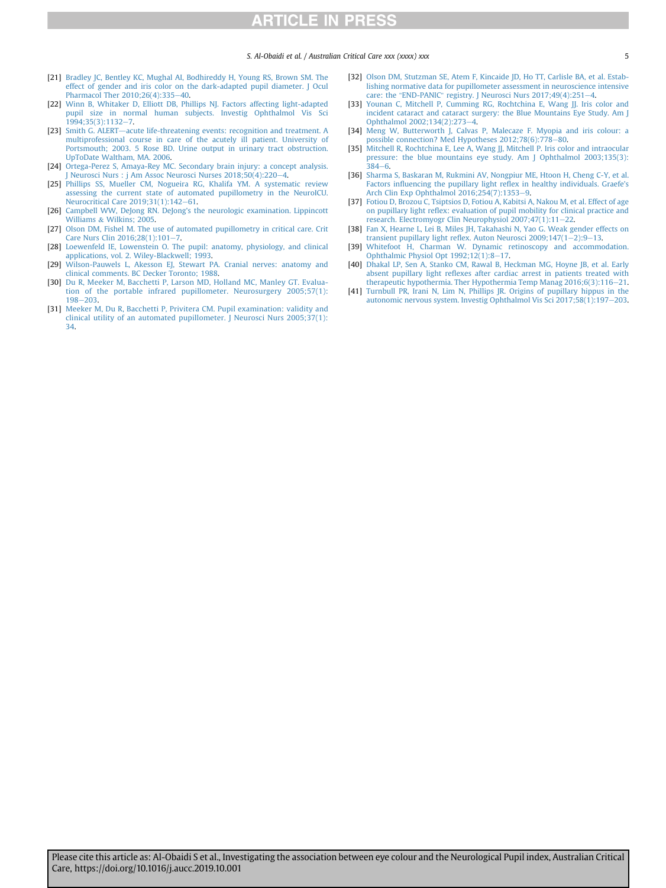[21] Bradley JC, Bentley KC, Mughal AI, Bodhireddy H, Young RS, Brown SM. The effect of gender and iris color on the dark-adapted pupil diameter. J Ocul Pharmacol Ther 2010;26(4):335–40.

[22] Winn B, Whitaker D, Elliott DB, Phillips NJ. Factors affecting light-adapted pupil size in normal human subjects. Investig Ophthalmol Vis Sci 1994;35(3):1132–7.

[23] Smith G. ALERT—acute life-threatening events: recognition and treatment. A multiprofessional course in care of the acutely ill patient. University of Portsmouth; 2003. 5 Rose BD. Urine output in urinary tract obstruction. UpToDate Waltham, MA. 2006.

[24] Ortega-Perez S, Amaya-Rey MC. Secondary brain injury: a concept analysis. J Neurosci Nurs : j Am Assoc Neurosci Nurses 2018;50(4):220–4.

[25] Phillips SS, Mueller CM, Nogueira RG, Khalifa YM. A systematic review assessing the current state of automated pupillometry in the NeuroICU. Neurocritical Care 2019;31(1):142–61.

[26] Campbell WW, DeJong RN. DeJong's the neurologic examination. Lippincott Williams & Wilkins; 2005.

[27] Olson DM, Fishel M. The use of automated pupillometry in critical care. Crit Care Nurs Clin 2016;28(1):101–7.

[28] Loewenfeld IE, Lowenstein O. The pupil: anatomy, physiology, and clinical applications, vol. 2. Wiley-Blackwell; 1993.

[29] Wilson-Pauwels L, Akesson EJ, Stewart PA. Cranial nerves: anatomy and clinical comments. BC Decker Toronto; 1988.

[30] Du R, Meeker M, Bacchetti P, Larson MD, Holland MC, Manley GT. Evaluation of the portable infrared pupillometer. Neurosurgery 2005;57(1):198–203.

[31] Meeker M, Du R, Bacchetti P, Privitera CM. Pupil examination: validity and clinical utility of an automated pupillometer. J Neurosci Nurs 2005;37(1):34.

[32] Olson DM, Stutzman SE, Atem F, Kincaide JD, Ho TT, Carlisle BA, et al. Establishing normative data for pupillometer assessment in neuroscience intensive care: the "END-PANIC" registry. J Neurosci Nurs 2017;49(4):251–4.

[33] Younan C, Mitchell P, Cumming RG, Rochtchina E, Wang JJ. Iris color and incident cataract and cataract surgery: the Blue Mountains Eye Study. Am J Ophthalmol 2002;134(2):273–4.

[34] Meng W, Butterworth J, Calvas P, Malecaze F. Myopia and iris colour: a possible connection? Med Hypotheses 2012;78(6):778–80.

[35] Mitchell R, Rochtchina E, Lee A, Wang JJ, Mitchell P. Iris color and intraocular pressure: the blue mountains eye study. Am J Ophthalmol 2003;135(3):384–6.

[36] Sharma S, Baskaran M, Rukmini AV, Nongpiur ME, Htoon H, Cheng C-Y, et al. Factors influencing the pupillary light reflex in healthy individuals. Graefe's Arch Clin Exp Ophthalmol 2016;254(7):1353–9.

[37] Fotiou D, Brozou C, Tsiptsios D, Fotiou A, Kabitsi A, Nakou M, et al. Effect of age on pupillary light reflex: evaluation of pupil mobility for clinical practice and research. Electromyogr Clin Neurophysiol 2007;47(1):11–22.

[38] Fan X, Hearne L, Lei B, Miles JH, Takahashi N, Yao G. Weak gender effects on transient pupillary light reflex. Auton Neurosci 2009;147(1–2):9–13.

[39] Whitefoot H, Charman W. Dynamic retinoscopy and accommodation. Ophthalmic Physiol Opt 1992;12(1):8–17.

[40] Dhakal LP, Sen A, Stanko CM, Rawal B, Heckman MG, Hoyne JB, et al. Early absent pupillary light reflexes after cardiac arrest in patients treated with therapeutic hypothermia. Ther Hypothermia Temp Manag 2016;6(3):116–21.

[41] Turnbull PR, Irani N, Lim N, Phillips JR. Origins of pupillary hippus in the autonomic nervous system. Investig Ophthalmol Vis Sci 2017;58(1):197–203.